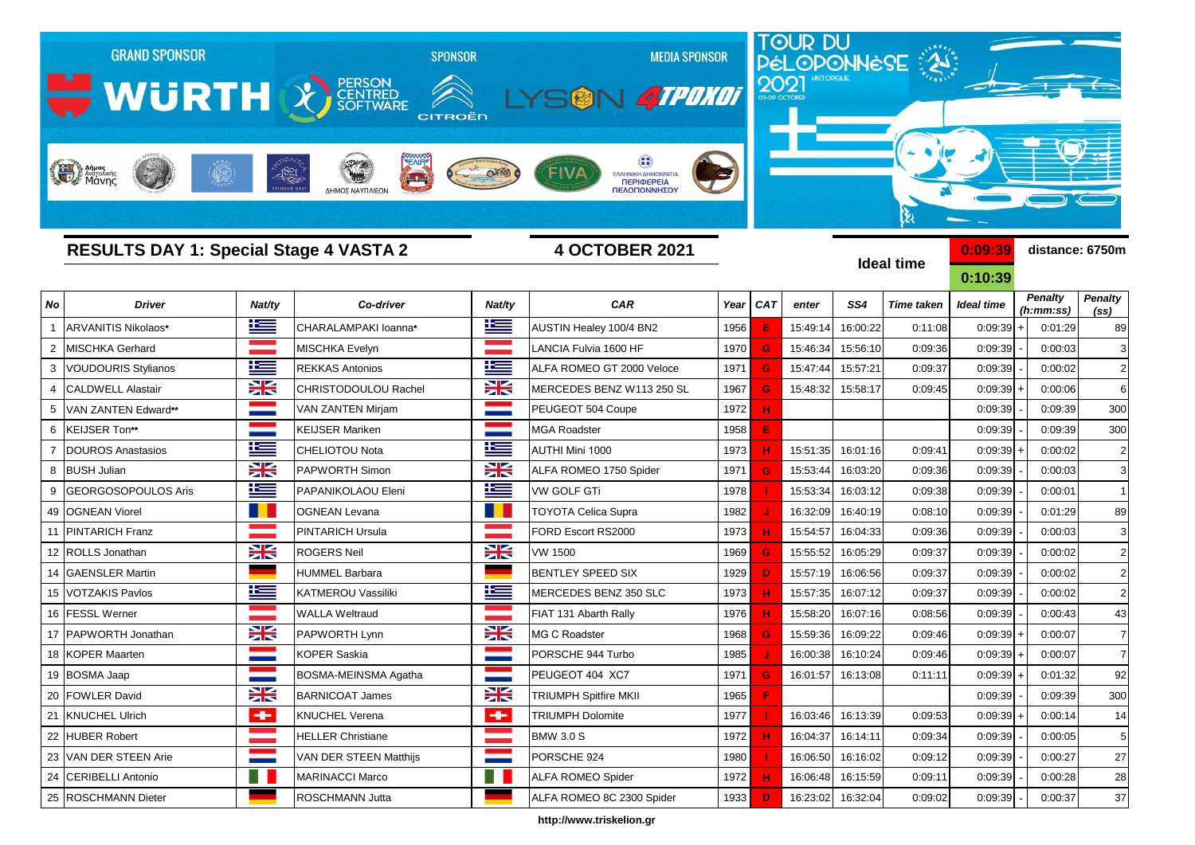GRAND SPONSOR WÜRTH — SPONSOR PERSON CENTRED SOFTWARE, CITROËN — MEDIA SPONSOR LYSON 4TPOXOI

TOUR DU PÉLOPONNÈSE 2021 HISTORIQUE 03-09 OCTOBER

## RESULTS DAY 1: Special Stage 4 VASTA 2

**4 OCTOBER 2021**

**Ideal time** 0:09:39 / 0:10:39 — distance: 6750m

| No | Driver | Nat/ty | Co-driver | Nat/ty | CAR | Year | CAT | enter | SS4 | Time taken | Ideal time | | Penalty (h:mm:ss) | Penalty (ss) |
|---|---|---|---|---|---|---|---|---|---|---|---|---|---|---|
| 1 | ARVANITIS Nikolaos* | | CHARALAMPAKI Ioanna* | | AUSTIN Healey 100/4 BN2 | 1956 | E | 15:49:14 | 16:00:22 | 0:11:08 | 0:09:39 | + | 0:01:29 | 89 |
| 2 | MISCHKA Gerhard | | MISCHKA Evelyn | | LANCIA Fulvia 1600 HF | 1970 | G | 15:46:34 | 15:56:10 | 0:09:36 | 0:09:39 | - | 0:00:03 | 3 |
| 3 | VOUDOURIS Stylianos | | REKKAS Antonios | | ALFA ROMEO GT 2000 Veloce | 1971 | G | 15:47:44 | 15:57:21 | 0:09:37 | 0:09:39 | - | 0:00:02 | 2 |
| 4 | CALDWELL Alastair | | CHRISTODOULOU Rachel | | MERCEDES BENZ W113 250 SL | 1967 | G | 15:48:32 | 15:58:17 | 0:09:45 | 0:09:39 | + | 0:00:06 | 6 |
| 5 | VAN ZANTEN Edward** | | VAN ZANTEN Mirjam | | PEUGEOT 504 Coupe | 1972 | H | | | | 0:09:39 | - | 0:09:39 | 300 |
| 6 | KEIJSER Ton** | | KEIJSER Mariken | | MGA Roadster | 1958 | E | | | | 0:09:39 | - | 0:09:39 | 300 |
| 7 | DOUROS Anastasios | | CHELIOTOU Nota | | AUTHI Mini 1000 | 1973 | H | 15:51:35 | 16:01:16 | 0:09:41 | 0:09:39 | + | 0:00:02 | 2 |
| 8 | BUSH Julian | | PAPWORTH Simon | | ALFA ROMEO 1750 Spider | 1971 | G | 15:53:44 | 16:03:20 | 0:09:36 | 0:09:39 | - | 0:00:03 | 3 |
| 9 | GEORGOSOPOULOS Aris | | PAPANIKOLAOU Eleni | | VW GOLF GTi | 1978 | I | 15:53:34 | 16:03:12 | 0:09:38 | 0:09:39 | - | 0:00:01 | 1 |
| 49 | OGNEAN Viorel | | OGNEAN Levana | | TOYOTA Celica Supra | 1982 | J | 16:32:09 | 16:40:19 | 0:08:10 | 0:09:39 | - | 0:01:29 | 89 |
| 11 | PINTARICH Franz | | PINTARICH Ursula | | FORD Escort RS2000 | 1973 | H | 15:54:57 | 16:04:33 | 0:09:36 | 0:09:39 | - | 0:00:03 | 3 |
| 12 | ROLLS Jonathan | | ROGERS Neil | | VW 1500 | 1969 | G | 15:55:52 | 16:05:29 | 0:09:37 | 0:09:39 | - | 0:00:02 | 2 |
| 14 | GAENSLER Martin | | HUMMEL Barbara | | BENTLEY SPEED SIX | 1929 | D | 15:57:19 | 16:06:56 | 0:09:37 | 0:09:39 | - | 0:00:02 | 2 |
| 15 | VOTZAKIS Pavlos | | KATMEROU Vassiliki | | MERCEDES BENZ 350 SLC | 1973 | H | 15:57:35 | 16:07:12 | 0:09:37 | 0:09:39 | - | 0:00:02 | 2 |
| 16 | FESSL Werner | | WALLA Weltraud | | FIAT 131 Abarth Rally | 1976 | H | 15:58:20 | 16:07:16 | 0:08:56 | 0:09:39 | - | 0:00:43 | 43 |
| 17 | PAPWORTH Jonathan | | PAPWORTH Lynn | | MG C Roadster | 1968 | G | 15:59:36 | 16:09:22 | 0:09:46 | 0:09:39 | + | 0:00:07 | 7 |
| 18 | KOPER Maarten | | KOPER Saskia | | PORSCHE 944 Turbo | 1985 | J | 16:00:38 | 16:10:24 | 0:09:46 | 0:09:39 | + | 0:00:07 | 7 |
| 19 | BOSMA Jaap | | BOSMA-MEINSMA Agatha | | PEUGEOT 404 XC7 | 1971 | G | 16:01:57 | 16:13:08 | 0:11:11 | 0:09:39 | + | 0:01:32 | 92 |
| 20 | FOWLER David | | BARNICOAT James | | TRIUMPH Spitfire MKII | 1965 | F | | | | 0:09:39 | - | 0:09:39 | 300 |
| 21 | KNUCHEL Ulrich | | KNUCHEL Verena | | TRIUMPH Dolomite | 1977 | I | 16:03:46 | 16:13:39 | 0:09:53 | 0:09:39 | + | 0:00:14 | 14 |
| 22 | HUBER Robert | | HELLER Christiane | | BMW 3.0 S | 1972 | H | 16:04:37 | 16:14:11 | 0:09:34 | 0:09:39 | - | 0:00:05 | 5 |
| 23 | VAN DER STEEN Arie | | VAN DER STEEN Matthijs | | PORSCHE 924 | 1980 | I | 16:06:50 | 16:16:02 | 0:09:12 | 0:09:39 | - | 0:00:27 | 27 |
| 24 | CERIBELLI Antonio | | MARINACCI Marco | | ALFA ROMEO Spider | 1972 | H | 16:06:48 | 16:15:59 | 0:09:11 | 0:09:39 | - | 0:00:28 | 28 |
| 25 | ROSCHMANN Dieter | | ROSCHMANN Jutta | | ALFA ROMEO 8C 2300 Spider | 1933 | D | 16:23:02 | 16:32:04 | 0:09:02 | 0:09:39 | - | 0:00:37 | 37 |

http://www.triskelion.gr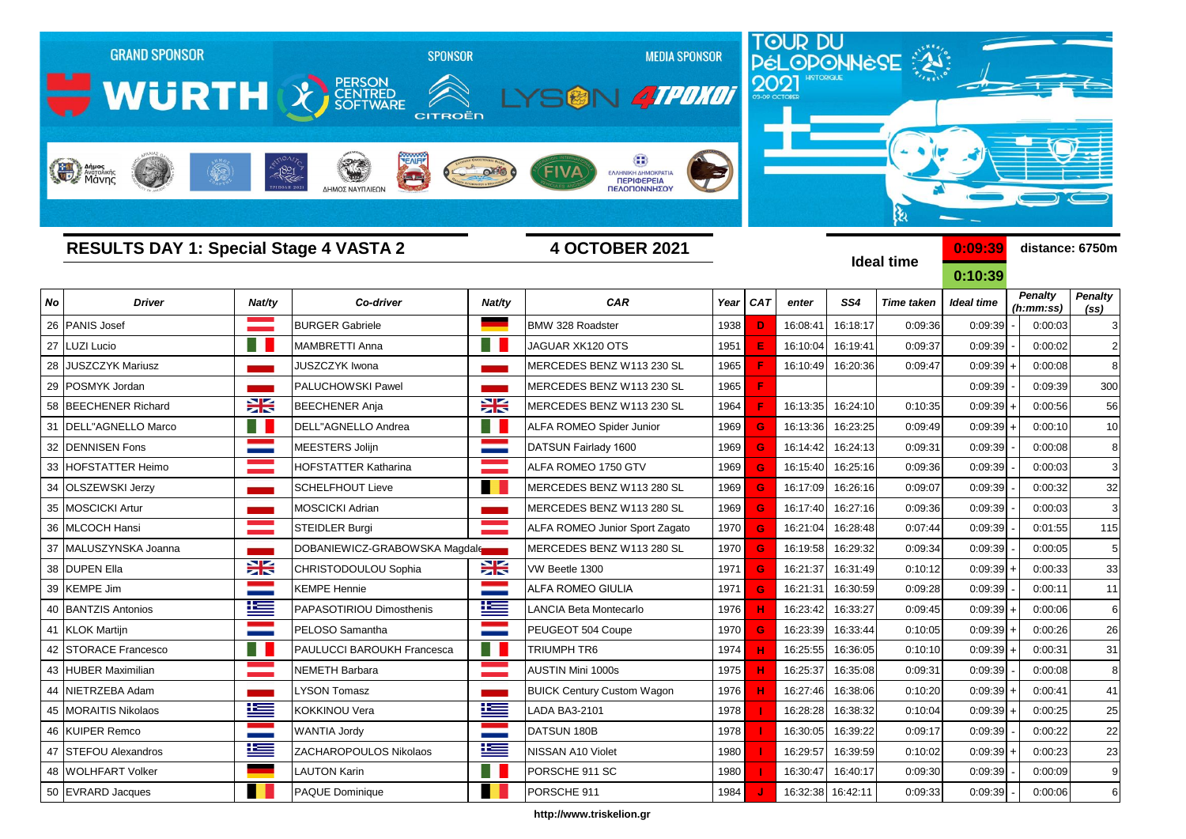GRAND SPONSOR WÜRTH | SPONSOR PERSON CENTRED SOFTWARE CITROËN | MEDIA SPONSOR LYSON 4TPOXOI

TOUR DU PÉLOPONNÈSE 2021 HISTORIQUE 03-09 OCTOBER

## RESULTS DAY 1: Special Stage 4 VASTA 2

**4 OCTOBER 2021**

**Ideal time** 0:09:39 / 0:10:39

**distance: 6750m**

| No | Driver | Nat/ty | Co-driver | Nat/ty | CAR | Year | CAT | enter | SS4 | Time taken | Ideal time | | Penalty (h:mm:ss) | Penalty (ss) |
|---|---|---|---|---|---|---|---|---|---|---|---|---|---|---|
| 26 | PANIS Josef | | BURGER Gabriele | | BMW 328 Roadster | 1938 | D | 16:08:41 | 16:18:17 | 0:09:36 | 0:09:39 | - | 0:00:03 | 3 |
| 27 | LUZI Lucio | | MAMBRETTI Anna | | JAGUAR XK120 OTS | 1951 | E | 16:10:04 | 16:19:41 | 0:09:37 | 0:09:39 | - | 0:00:02 | 2 |
| 28 | JUSZCZYK Mariusz | | JUSZCZYK Iwona | | MERCEDES BENZ W113 230 SL | 1965 | F | 16:10:49 | 16:20:36 | 0:09:47 | 0:09:39 | + | 0:00:08 | 8 |
| 29 | POSMYK Jordan | | PALUCHOWSKI Pawel | | MERCEDES BENZ W113 230 SL | 1965 | F | | | | 0:09:39 | - | 0:09:39 | 300 |
| 58 | BEECHENER Richard | | BEECHENER Anja | | MERCEDES BENZ W113 230 SL | 1964 | F | 16:13:35 | 16:24:10 | 0:10:35 | 0:09:39 | + | 0:00:56 | 56 |
| 31 | DELL"AGNELLO Marco | | DELL"AGNELLO Andrea | | ALFA ROMEO Spider Junior | 1969 | G | 16:13:36 | 16:23:25 | 0:09:49 | 0:09:39 | + | 0:00:10 | 10 |
| 32 | DENNISEN Fons | | MEESTERS Jolijn | | DATSUN Fairlady 1600 | 1969 | G | 16:14:42 | 16:24:13 | 0:09:31 | 0:09:39 | - | 0:00:08 | 8 |
| 33 | HOFSTATTER Heimo | | HOFSTATTER Katharina | | ALFA ROMEO 1750 GTV | 1969 | G | 16:15:40 | 16:25:16 | 0:09:36 | 0:09:39 | - | 0:00:03 | 3 |
| 34 | OLSZEWSKI Jerzy | | SCHELFHOUT Lieve | | MERCEDES BENZ W113 280 SL | 1969 | G | 16:17:09 | 16:26:16 | 0:09:07 | 0:09:39 | - | 0:00:32 | 32 |
| 35 | MOSCICKI Artur | | MOSCICKI Adrian | | MERCEDES BENZ W113 280 SL | 1969 | G | 16:17:40 | 16:27:16 | 0:09:36 | 0:09:39 | - | 0:00:03 | 3 |
| 36 | MLCOCH Hansi | | STEIDLER Burgi | | ALFA ROMEO Junior Sport Zagato | 1970 | G | 16:21:04 | 16:28:48 | 0:07:44 | 0:09:39 | - | 0:01:55 | 115 |
| 37 | MALUSZYNSKA Joanna | | DOBANIEWICZ-GRABOWSKA Magdale | | MERCEDES BENZ W113 280 SL | 1970 | G | 16:19:58 | 16:29:32 | 0:09:34 | 0:09:39 | - | 0:00:05 | 5 |
| 38 | DUPEN Ella | | CHRISTODOULOU Sophia | | VW Beetle 1300 | 1971 | G | 16:21:37 | 16:31:49 | 0:10:12 | 0:09:39 | + | 0:00:33 | 33 |
| 39 | KEMPE Jim | | KEMPE Hennie | | ALFA ROMEO GIULIA | 1971 | G | 16:21:31 | 16:30:59 | 0:09:28 | 0:09:39 | - | 0:00:11 | 11 |
| 40 | BANTZIS Antonios | | PAPASOTIRIOU Dimosthenis | | LANCIA Beta Montecarlo | 1976 | H | 16:23:42 | 16:33:27 | 0:09:45 | 0:09:39 | + | 0:00:06 | 6 |
| 41 | KLOK Martijn | | PELOSO Samantha | | PEUGEOT 504 Coupe | 1970 | G | 16:23:39 | 16:33:44 | 0:10:05 | 0:09:39 | + | 0:00:26 | 26 |
| 42 | STORACE Francesco | | PAULUCCI BAROUKH Francesca | | TRIUMPH TR6 | 1974 | H | 16:25:55 | 16:36:05 | 0:10:10 | 0:09:39 | + | 0:00:31 | 31 |
| 43 | HUBER Maximilian | | NEMETH Barbara | | AUSTIN Mini 1000s | 1975 | H | 16:25:37 | 16:35:08 | 0:09:31 | 0:09:39 | - | 0:00:08 | 8 |
| 44 | NIETRZEBA Adam | | LYSON Tomasz | | BUICK Century Custom Wagon | 1976 | H | 16:27:46 | 16:38:06 | 0:10:20 | 0:09:39 | + | 0:00:41 | 41 |
| 45 | MORAITIS Nikolaos | | KOKKINOU Vera | | LADA BA3-2101 | 1978 | I | 16:28:28 | 16:38:32 | 0:10:04 | 0:09:39 | + | 0:00:25 | 25 |
| 46 | KUIPER Remco | | WANTIA Jordy | | DATSUN 180B | 1978 | I | 16:30:05 | 16:39:22 | 0:09:17 | 0:09:39 | - | 0:00:22 | 22 |
| 47 | STEFOU Alexandros | | ZACHAROPOULOS Nikolaos | | NISSAN A10 Violet | 1980 | I | 16:29:57 | 16:39:59 | 0:10:02 | 0:09:39 | + | 0:00:23 | 23 |
| 48 | WOLHFART Volker | | LAUTON Karin | | PORSCHE 911 SC | 1980 | I | 16:30:47 | 16:40:17 | 0:09:30 | 0:09:39 | - | 0:00:09 | 9 |
| 50 | EVRARD Jacques | | PAQUE Dominique | | PORSCHE 911 | 1984 | J | 16:32:38 | 16:42:11 | 0:09:33 | 0:09:39 | - | 0:00:06 | 6 |

http://www.triskelion.gr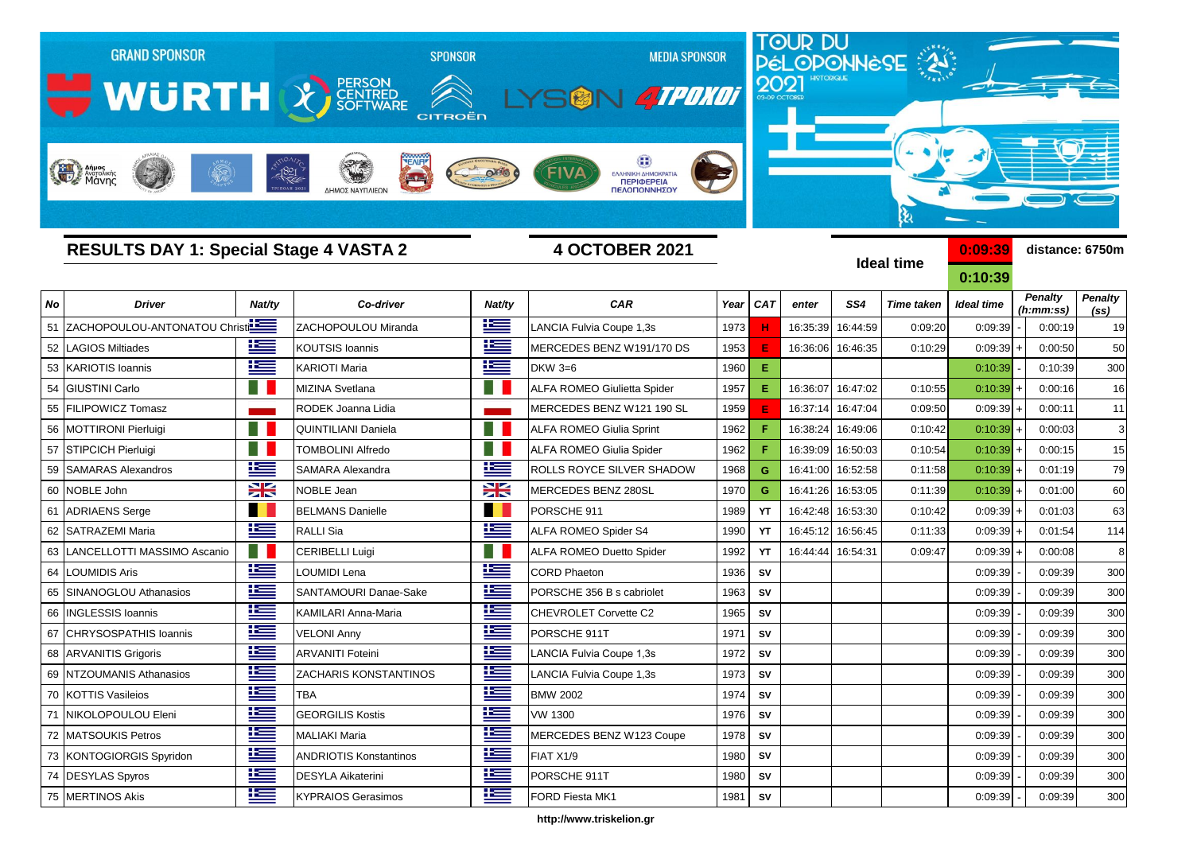GRAND SPONSOR WÜRTH — SPONSOR PERSON CENTRED SOFTWARE, CITROËN — MEDIA SPONSOR LYSON 4TPOXOI

TOUR DU PÉLOPONNÈSE 2021 HISTORIQUE 03-09 OCTOBER

## RESULTS DAY 1: Special Stage 4 VASTA 2

**4 OCTOBER 2021**

Ideal time: 0:09:39 / 0:10:39 — distance: 6750m

| No | Driver | Nat/ty | Co-driver | Nat/ty | CAR | Year | CAT | enter | SS4 | Time taken | Ideal time | | Penalty (h:mm:ss) | Penalty (ss) |
|---|---|---|---|---|---|---|---|---|---|---|---|---|---|---|
| 51 | ZACHOPOULOU-ANTONATOU Christi | GR | ZACHOPOULOU Miranda | GR | LANCIA Fulvia Coupe 1,3s | 1973 | H | 16:35:39 | 16:44:59 | 0:09:20 | 0:09:39 | - | 0:00:19 | 19 |
| 52 | LAGIOS Miltiades | GR | KOUTSIS Ioannis | GR | MERCEDES BENZ W191/170 DS | 1953 | E | 16:36:06 | 16:46:35 | 0:10:29 | 0:09:39 | + | 0:00:50 | 50 |
| 53 | KARIOTIS Ioannis | GR | KARIOTI Maria | GR | DKW 3=6 | 1960 | E | | | | 0:10:39 | - | 0:10:39 | 300 |
| 54 | GIUSTINI Carlo | IT | MIZINA Svetlana | IT | ALFA ROMEO Giulietta Spider | 1957 | E | 16:36:07 | 16:47:02 | 0:10:55 | 0:10:39 | + | 0:00:16 | 16 |
| 55 | FILIPOWICZ Tomasz | PL | RODEK Joanna Lidia | PL | MERCEDES BENZ W121 190 SL | 1959 | E | 16:37:14 | 16:47:04 | 0:09:50 | 0:09:39 | + | 0:00:11 | 11 |
| 56 | MOTTIRONI Pierluigi | IT | QUINTILIANI Daniela | IT | ALFA ROMEO Giulia Sprint | 1962 | F | 16:38:24 | 16:49:06 | 0:10:42 | 0:10:39 | + | 0:00:03 | 3 |
| 57 | STIPCICH Pierluigi | IT | TOMBOLINI Alfredo | IT | ALFA ROMEO Giulia Spider | 1962 | F | 16:39:09 | 16:50:03 | 0:10:54 | 0:10:39 | + | 0:00:15 | 15 |
| 59 | SAMARAS Alexandros | GR | SAMARA Alexandra | GR | ROLLS ROYCE SILVER SHADOW | 1968 | G | 16:41:00 | 16:52:58 | 0:11:58 | 0:10:39 | + | 0:01:19 | 79 |
| 60 | NOBLE John | GB | NOBLE Jean | GB | MERCEDES BENZ 280SL | 1970 | G | 16:41:26 | 16:53:05 | 0:11:39 | 0:10:39 | + | 0:01:00 | 60 |
| 61 | ADRIAENS Serge | BE | BELMANS Danielle | BE | PORSCHE 911 | 1989 | YT | 16:42:48 | 16:53:30 | 0:10:42 | 0:09:39 | + | 0:01:03 | 63 |
| 62 | SATRAZEMI Maria | GR | RALLI Sia | GR | ALFA ROMEO Spider S4 | 1990 | YT | 16:45:12 | 16:56:45 | 0:11:33 | 0:09:39 | + | 0:01:54 | 114 |
| 63 | LANCELLOTTI MASSIMO Ascanio | IT | CERIBELLI Luigi | IT | ALFA ROMEO Duetto Spider | 1992 | YT | 16:44:44 | 16:54:31 | 0:09:47 | 0:09:39 | + | 0:00:08 | 8 |
| 64 | LOUMIDIS Aris | GR | LOUMIDI Lena | GR | CORD Phaeton | 1936 | SV | | | | 0:09:39 | - | 0:09:39 | 300 |
| 65 | SINANOGLOU Athanasios | GR | SANTAMOURI Danae-Sake | GR | PORSCHE 356 B s cabriolet | 1963 | SV | | | | 0:09:39 | - | 0:09:39 | 300 |
| 66 | INGLESSIS Ioannis | GR | KAMILARI Anna-Maria | GR | CHEVROLET Corvette C2 | 1965 | SV | | | | 0:09:39 | - | 0:09:39 | 300 |
| 67 | CHRYSOSPATHIS Ioannis | GR | VELONI Anny | GR | PORSCHE 911T | 1971 | SV | | | | 0:09:39 | - | 0:09:39 | 300 |
| 68 | ARVANITIS Grigoris | GR | ARVANITI Foteini | GR | LANCIA Fulvia Coupe 1,3s | 1972 | SV | | | | 0:09:39 | - | 0:09:39 | 300 |
| 69 | NTZOUMANIS Athanasios | GR | ZACHARIS KONSTANTINOS | GR | LANCIA Fulvia Coupe 1,3s | 1973 | SV | | | | 0:09:39 | - | 0:09:39 | 300 |
| 70 | KOTTIS Vasileios | GR | TBA | GR | BMW 2002 | 1974 | SV | | | | 0:09:39 | - | 0:09:39 | 300 |
| 71 | NIKOLOPOULOU Eleni | GR | GEORGILIS Kostis | GR | VW 1300 | 1976 | SV | | | | 0:09:39 | - | 0:09:39 | 300 |
| 72 | MATSOUKIS Petros | GR | MALIAKI Maria | GR | MERCEDES BENZ W123 Coupe | 1978 | SV | | | | 0:09:39 | - | 0:09:39 | 300 |
| 73 | KONTOGIORGIS Spyridon | GR | ANDRIOTIS Konstantinos | GR | FIAT X1/9 | 1980 | SV | | | | 0:09:39 | - | 0:09:39 | 300 |
| 74 | DESYLAS Spyros | GR | DESYLA Aikaterini | GR | PORSCHE 911T | 1980 | SV | | | | 0:09:39 | - | 0:09:39 | 300 |
| 75 | MERTINOS Akis | GR | KYPRAIOS Gerasimos | GR | FORD Fiesta MK1 | 1981 | SV | | | | 0:09:39 | - | 0:09:39 | 300 |

http://www.triskelion.gr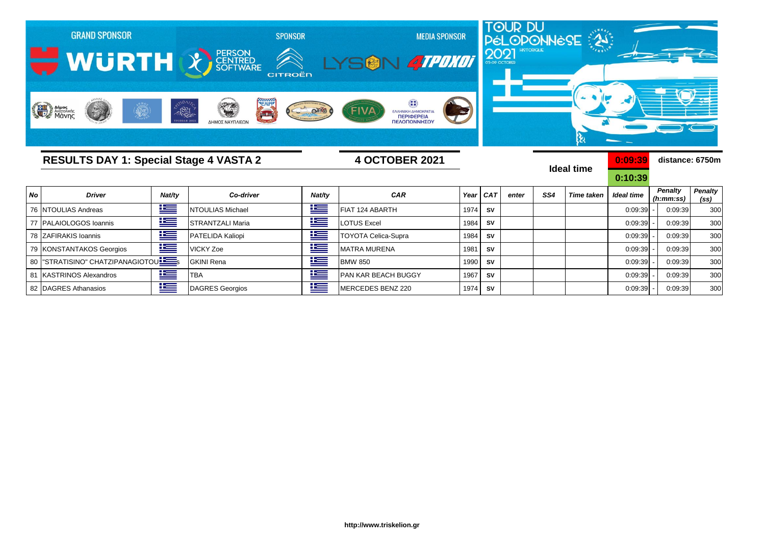GRAND SPONSOR

WÜRTH

PERSON CENTRED SOFTWARE

SPONSOR

CITROËN

MEDIA SPONSOR

LYSON 4TPOXOI

TOUR DU PÉLOPONNÈSE 2021 HISTORIQUE

03-09 OCTOBER

Δήμος Ανατολικής Μάνης

ΔΗΜΟΣ ΝΑΥΠΛΙΕΩΝ

FIVA

ΕΛΛΗΝΙΚΗ ΔΗΜΟΚΡΑΤΙΑ ΠΕΡΙΦΕΡΕΙΑ ΠΕΛΟΠΟΝΝΗΣΟΥ

## RESULTS DAY 1: Special Stage 4 VASTA 2

**4 OCTOBER 2021**

**Ideal time** 0:09:39 / 0:10:39

**distance: 6750m**

| No | Driver | Nat/ty | Co-driver | Nat/ty | CAR | Year | CAT | enter | SS4 | Time taken | Ideal time | | Penalty (h:mm:ss) | Penalty (ss) |
|---|---|---|---|---|---|---|---|---|---|---|---|---|---|---|
| 76 | NTOULIAS Andreas | | NTOULIAS Michael | | FIAT 124 ABARTH | 1974 | SV | | | | 0:09:39 | - | 0:09:39 | 300 |
| 77 | PALAIOLOGOS Ioannis | | STRANTZALI Maria | | LOTUS Excel | 1984 | SV | | | | 0:09:39 | - | 0:09:39 | 300 |
| 78 | ZAFIRAKIS Ioannis | | PATELIDA Kaliopi | | TOYOTA Celica-Supra | 1984 | SV | | | | 0:09:39 | - | 0:09:39 | 300 |
| 79 | KONSTANTAKOS Georgios | | VICKY Zoe | | MATRA MURENA | 1981 | SV | | | | 0:09:39 | - | 0:09:39 | 300 |
| 80 | "STRATISINO" CHATZIPANAGIOTOUs | | GKINI Rena | | BMW 850 | 1990 | SV | | | | 0:09:39 | - | 0:09:39 | 300 |
| 81 | KASTRINOS Alexandros | | TBA | | PAN KAR BEACH BUGGY | 1967 | SV | | | | 0:09:39 | - | 0:09:39 | 300 |
| 82 | DAGRES Athanasios | | DAGRES Georgios | | MERCEDES BENZ 220 | 1974 | SV | | | | 0:09:39 | - | 0:09:39 | 300 |

http://www.triskelion.gr